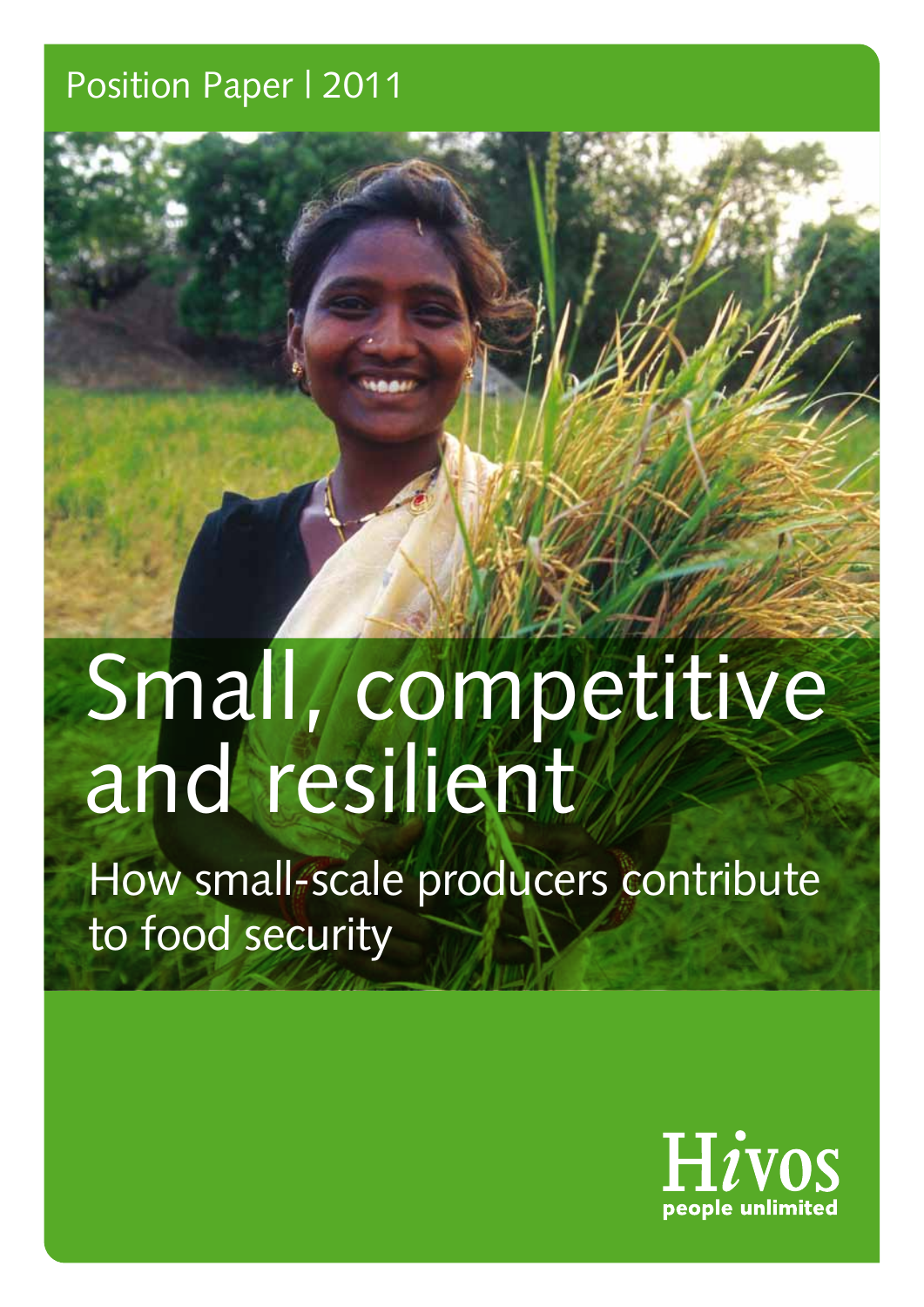Position Paper | 2011

# Small, competitive and resilient

## How small-scale producers contribute to food security

Hivos
people unlimited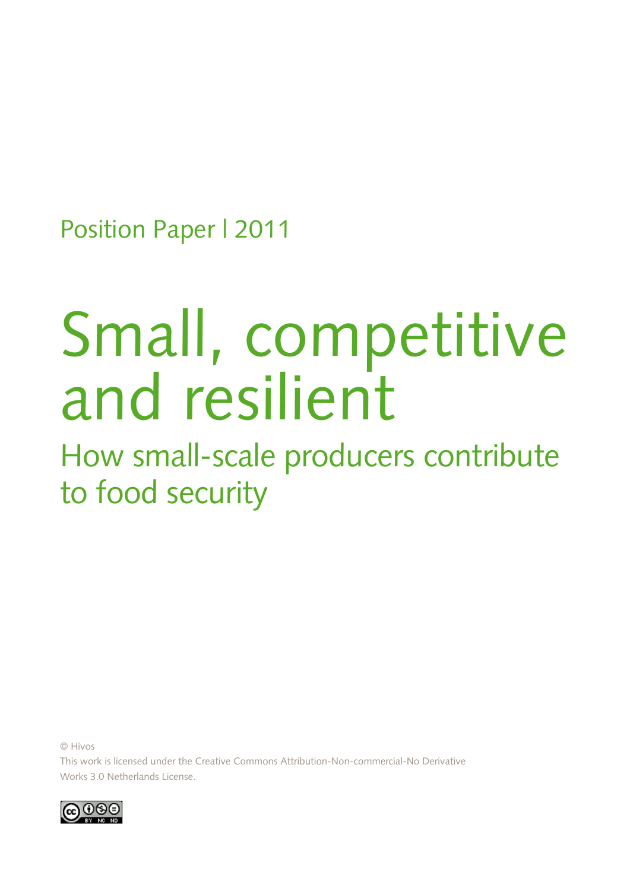Position Paper | 2011

# Small, competitive and resilient

## How small-scale producers contribute to food security

© Hivos

This work is licensed under the Creative Commons Attribution-Non-commercial-No Derivative Works 3.0 Netherlands License.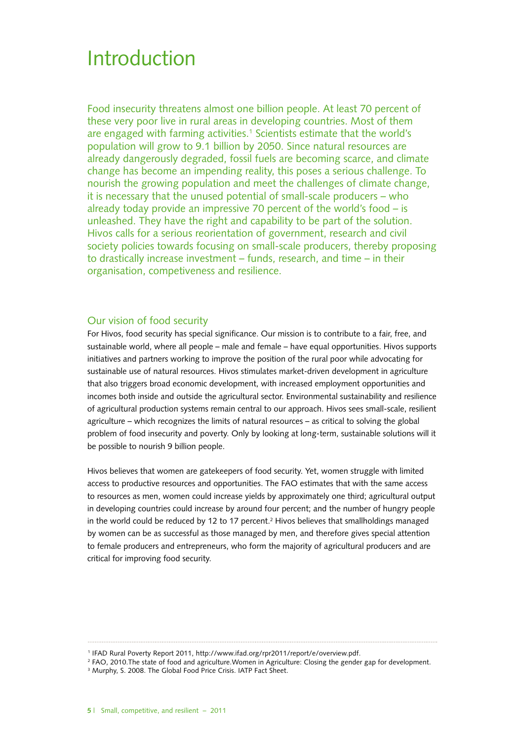# Introduction

Food insecurity threatens almost one billion people. At least 70 percent of these very poor live in rural areas in developing countries. Most of them are engaged with farming activities.[1] Scientists estimate that the world's population will grow to 9.1 billion by 2050. Since natural resources are already dangerously degraded, fossil fuels are becoming scarce, and climate change has become an impending reality, this poses a serious challenge. To nourish the growing population and meet the challenges of climate change, it is necessary that the unused potential of small-scale producers – who already today provide an impressive 70 percent of the world's food – is unleashed. They have the right and capability to be part of the solution. Hivos calls for a serious reorientation of government, research and civil society policies towards focusing on small-scale producers, thereby proposing to drastically increase investment – funds, research, and time – in their organisation, competitiveness and resilience.

## Our vision of food security

For Hivos, food security has special significance. Our mission is to contribute to a fair, free, and sustainable world, where all people – male and female – have equal opportunities. Hivos supports initiatives and partners working to improve the position of the rural poor while advocating for sustainable use of natural resources. Hivos stimulates market-driven development in agriculture that also triggers broad economic development, with increased employment opportunities and incomes both inside and outside the agricultural sector. Environmental sustainability and resilience of agricultural production systems remain central to our approach. Hivos sees small-scale, resilient agriculture – which recognizes the limits of natural resources – as critical to solving the global problem of food insecurity and poverty. Only by looking at long-term, sustainable solutions will it be possible to nourish 9 billion people.

Hivos believes that women are gatekeepers of food security. Yet, women struggle with limited access to productive resources and opportunities. The FAO estimates that with the same access to resources as men, women could increase yields by approximately one third; agricultural output in developing countries could increase by around four percent; and the number of hungry people in the world could be reduced by 12 to 17 percent.[2] Hivos believes that smallholdings managed by women can be as successful as those managed by men, and therefore gives special attention to female producers and entrepreneurs, who form the majority of agricultural producers and are critical for improving food security.

---

[1] IFAD Rural Poverty Report 2011, http://www.ifad.org/rpr2011/report/e/overview.pdf.

[2] FAO, 2010.The state of food and agriculture.Women in Agriculture: Closing the gender gap for development.

[3] Murphy, S. 2008. The Global Food Price Crisis. IATP Fact Sheet.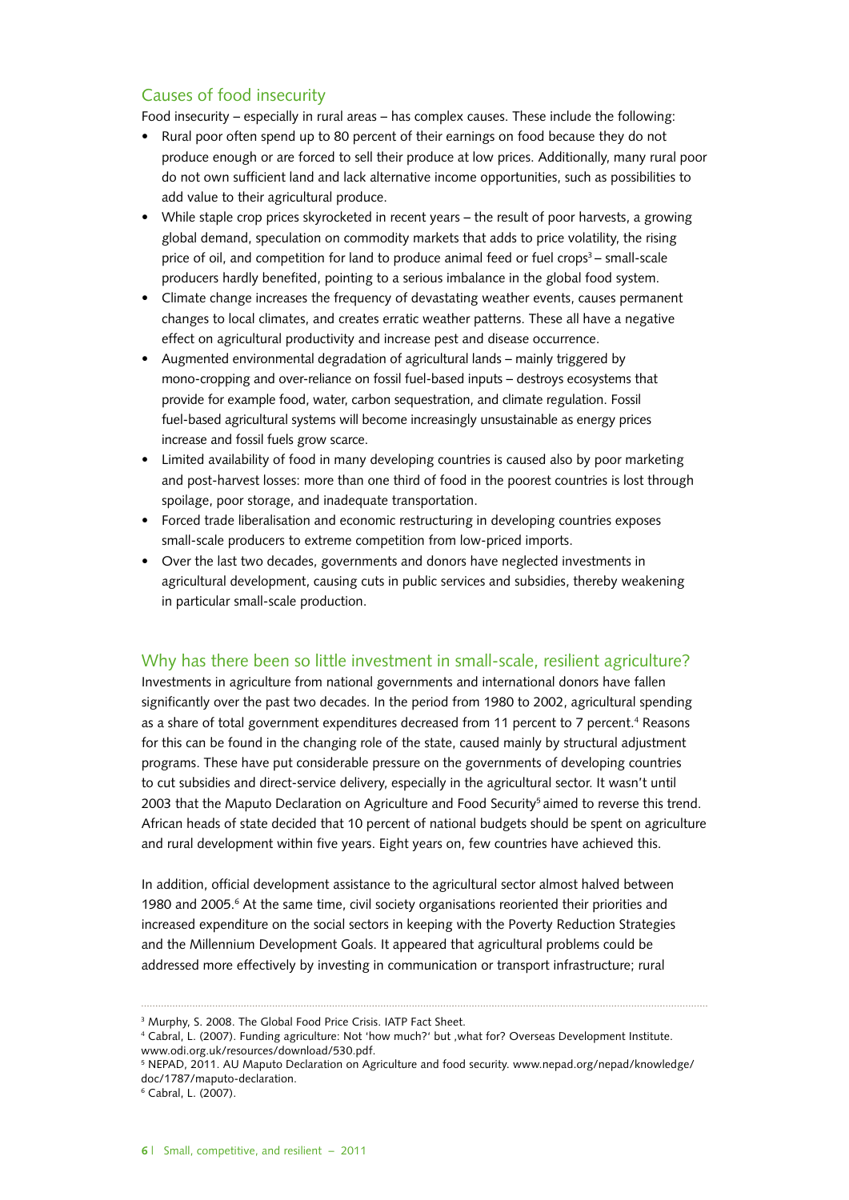## Causes of food insecurity

Food insecurity – especially in rural areas – has complex causes. These include the following:

- Rural poor often spend up to 80 percent of their earnings on food because they do not produce enough or are forced to sell their produce at low prices. Additionally, many rural poor do not own sufficient land and lack alternative income opportunities, such as possibilities to add value to their agricultural produce.
- While staple crop prices skyrocketed in recent years – the result of poor harvests, a growing global demand, speculation on commodity markets that adds to price volatility, the rising price of oil, and competition for land to produce animal feed or fuel crops[3] – small-scale producers hardly benefited, pointing to a serious imbalance in the global food system.
- Climate change increases the frequency of devastating weather events, causes permanent changes to local climates, and creates erratic weather patterns. These all have a negative effect on agricultural productivity and increase pest and disease occurrence.
- Augmented environmental degradation of agricultural lands – mainly triggered by mono-cropping and over-reliance on fossil fuel-based inputs – destroys ecosystems that provide for example food, water, carbon sequestration, and climate regulation. Fossil fuel-based agricultural systems will become increasingly unsustainable as energy prices increase and fossil fuels grow scarce.
- Limited availability of food in many developing countries is caused also by poor marketing and post-harvest losses: more than one third of food in the poorest countries is lost through spoilage, poor storage, and inadequate transportation.
- Forced trade liberalisation and economic restructuring in developing countries exposes small-scale producers to extreme competition from low-priced imports.
- Over the last two decades, governments and donors have neglected investments in agricultural development, causing cuts in public services and subsidies, thereby weakening in particular small-scale production.

## Why has there been so little investment in small-scale, resilient agriculture?

Investments in agriculture from national governments and international donors have fallen significantly over the past two decades. In the period from 1980 to 2002, agricultural spending as a share of total government expenditures decreased from 11 percent to 7 percent.[4] Reasons for this can be found in the changing role of the state, caused mainly by structural adjustment programs. These have put considerable pressure on the governments of developing countries to cut subsidies and direct-service delivery, especially in the agricultural sector. It wasn't until 2003 that the Maputo Declaration on Agriculture and Food Security[5] aimed to reverse this trend. African heads of state decided that 10 percent of national budgets should be spent on agriculture and rural development within five years. Eight years on, few countries have achieved this.

In addition, official development assistance to the agricultural sector almost halved between 1980 and 2005.[6] At the same time, civil society organisations reoriented their priorities and increased expenditure on the social sectors in keeping with the Poverty Reduction Strategies and the Millennium Development Goals. It appeared that agricultural problems could be addressed more effectively by investing in communication or transport infrastructure; rural

---

[3] Murphy, S. 2008. The Global Food Price Crisis. IATP Fact Sheet.

[4] Cabral, L. (2007). Funding agriculture: Not 'how much?' but ‚what for? Overseas Development Institute. www.odi.org.uk/resources/download/530.pdf.

[5] NEPAD, 2011. AU Maputo Declaration on Agriculture and food security. www.nepad.org/nepad/knowledge/doc/1787/maputo-declaration.

[6] Cabral, L. (2007).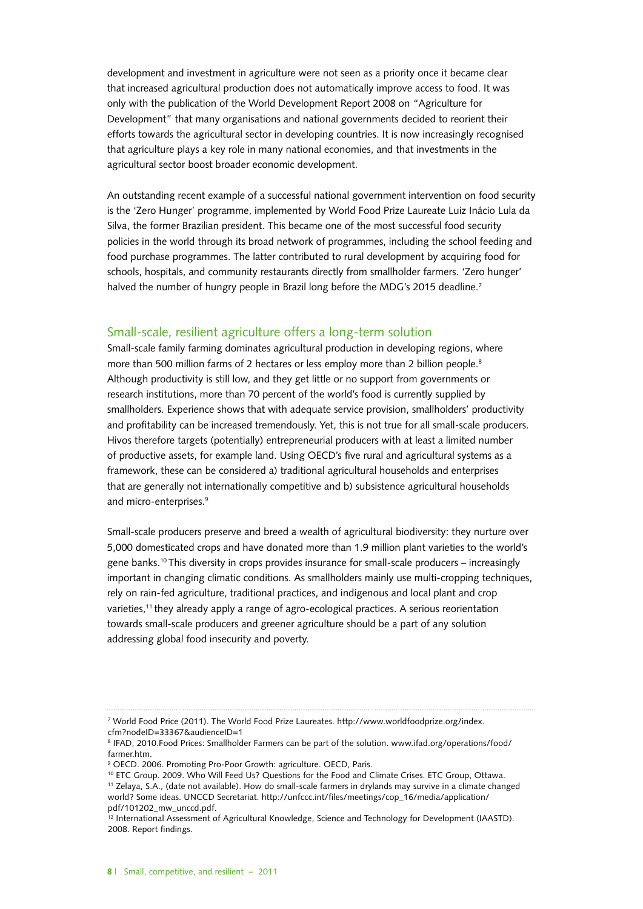development and investment in agriculture were not seen as a priority once it became clear that increased agricultural production does not automatically improve access to food. It was only with the publication of the World Development Report 2008 on "Agriculture for Development" that many organisations and national governments decided to reorient their efforts towards the agricultural sector in developing countries. It is now increasingly recognised that agriculture plays a key role in many national economies, and that investments in the agricultural sector boost broader economic development.

An outstanding recent example of a successful national government intervention on food security is the 'Zero Hunger' programme, implemented by World Food Prize Laureate Luiz Inácio Lula da Silva, the former Brazilian president. This became one of the most successful food security policies in the world through its broad network of programmes, including the school feeding and food purchase programmes. The latter contributed to rural development by acquiring food for schools, hospitals, and community restaurants directly from smallholder farmers. 'Zero hunger' halved the number of hungry people in Brazil long before the MDG's 2015 deadline.[7]

## Small-scale, resilient agriculture offers a long-term solution

Small-scale family farming dominates agricultural production in developing regions, where more than 500 million farms of 2 hectares or less employ more than 2 billion people.[8] Although productivity is still low, and they get little or no support from governments or research institutions, more than 70 percent of the world's food is currently supplied by smallholders. Experience shows that with adequate service provision, smallholders' productivity and profitability can be increased tremendously. Yet, this is not true for all small-scale producers. Hivos therefore targets (potentially) entrepreneurial producers with at least a limited number of productive assets, for example land. Using OECD's five rural and agricultural systems as a framework, these can be considered a) traditional agricultural households and enterprises that are generally not internationally competitive and b) subsistence agricultural households and micro-enterprises.[9]

Small-scale producers preserve and breed a wealth of agricultural biodiversity: they nurture over 5,000 domesticated crops and have donated more than 1.9 million plant varieties to the world's gene banks.[10] This diversity in crops provides insurance for small-scale producers – increasingly important in changing climatic conditions. As smallholders mainly use multi-cropping techniques, rely on rain-fed agriculture, traditional practices, and indigenous and local plant and crop varieties,[11] they already apply a range of agro-ecological practices. A serious reorientation towards small-scale producers and greener agriculture should be a part of any solution addressing global food insecurity and poverty.

---

[7] World Food Price (2011). The World Food Prize Laureates. http://www.worldfoodprize.org/index.cfm?nodeID=33367&audienceID=1

[8] IFAD, 2010.Food Prices: Smallholder Farmers can be part of the solution. www.ifad.org/operations/food/farmer.htm.

[9] OECD. 2006. Promoting Pro-Poor Growth: agriculture. OECD, Paris.

[10] ETC Group. 2009. Who Will Feed Us? Questions for the Food and Climate Crises. ETC Group, Ottawa.

[11] Zelaya, S.A., (date not available). How do small-scale farmers in drylands may survive in a climate changed world? Some ideas. UNCCD Secretariat. http://unfccc.int/files/meetings/cop_16/media/application/pdf/101202_mw_unccd.pdf.

[12] International Assessment of Agricultural Knowledge, Science and Technology for Development (IAASTD). 2008. Report findings.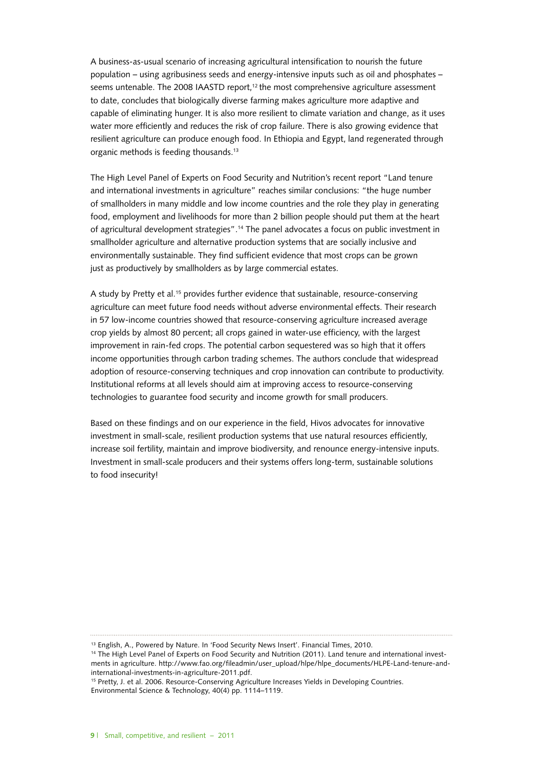A business-as-usual scenario of increasing agricultural intensification to nourish the future population – using agribusiness seeds and energy-intensive inputs such as oil and phosphates – seems untenable. The 2008 IAASTD report,[12] the most comprehensive agriculture assessment to date, concludes that biologically diverse farming makes agriculture more adaptive and capable of eliminating hunger. It is also more resilient to climate variation and change, as it uses water more efficiently and reduces the risk of crop failure. There is also growing evidence that resilient agriculture can produce enough food. In Ethiopia and Egypt, land regenerated through organic methods is feeding thousands.[13]

The High Level Panel of Experts on Food Security and Nutrition's recent report "Land tenure and international investments in agriculture" reaches similar conclusions: "the huge number of smallholders in many middle and low income countries and the role they play in generating food, employment and livelihoods for more than 2 billion people should put them at the heart of agricultural development strategies".[14] The panel advocates a focus on public investment in smallholder agriculture and alternative production systems that are socially inclusive and environmentally sustainable. They find sufficient evidence that most crops can be grown just as productively by smallholders as by large commercial estates.

A study by Pretty et al.[15] provides further evidence that sustainable, resource-conserving agriculture can meet future food needs without adverse environmental effects. Their research in 57 low-income countries showed that resource-conserving agriculture increased average crop yields by almost 80 percent; all crops gained in water-use efficiency, with the largest improvement in rain-fed crops. The potential carbon sequestered was so high that it offers income opportunities through carbon trading schemes. The authors conclude that widespread adoption of resource-conserving techniques and crop innovation can contribute to productivity. Institutional reforms at all levels should aim at improving access to resource-conserving technologies to guarantee food security and income growth for small producers.

Based on these findings and on our experience in the field, Hivos advocates for innovative investment in small-scale, resilient production systems that use natural resources efficiently, increase soil fertility, maintain and improve biodiversity, and renounce energy-intensive inputs. Investment in small-scale producers and their systems offers long-term, sustainable solutions to food insecurity!

---

[13] English, A., Powered by Nature. In 'Food Security News Insert'. Financial Times, 2010.

[14] The High Level Panel of Experts on Food Security and Nutrition (2011). Land tenure and international investments in agriculture. http://www.fao.org/fileadmin/user_upload/hlpe/hlpe_documents/HLPE-Land-tenure-and-international-investments-in-agriculture-2011.pdf.

[15] Pretty, J. et al. 2006. Resource-Conserving Agriculture Increases Yields in Developing Countries. Environmental Science & Technology, 40(4) pp. 1114–1119.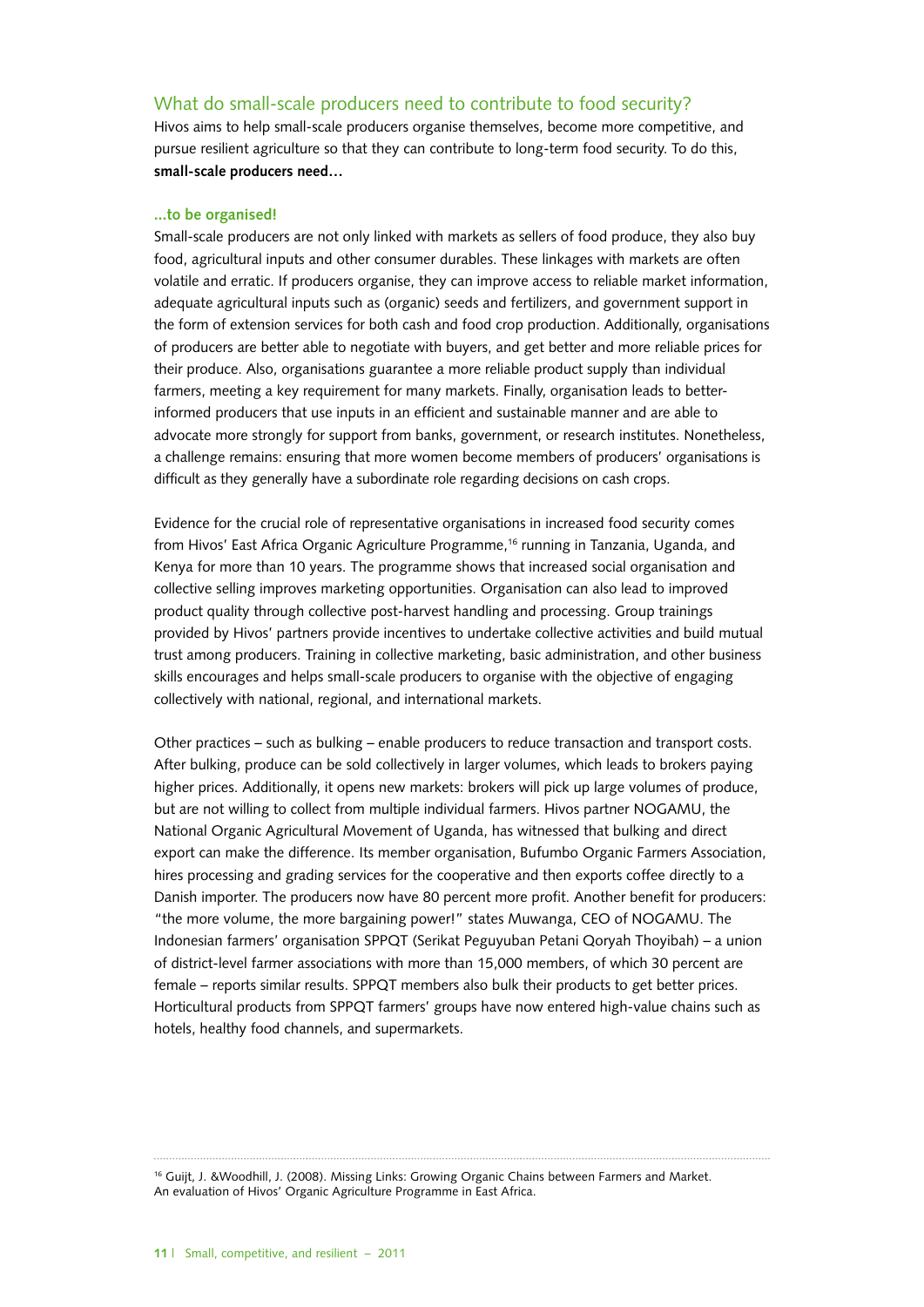## What do small-scale producers need to contribute to food security?

Hivos aims to help small-scale producers organise themselves, become more competitive, and pursue resilient agriculture so that they can contribute to long-term food security. To do this, **small-scale producers need…**

### …to be organised!

Small-scale producers are not only linked with markets as sellers of food produce, they also buy food, agricultural inputs and other consumer durables. These linkages with markets are often volatile and erratic. If producers organise, they can improve access to reliable market information, adequate agricultural inputs such as (organic) seeds and fertilizers, and government support in the form of extension services for both cash and food crop production. Additionally, organisations of producers are better able to negotiate with buyers, and get better and more reliable prices for their produce. Also, organisations guarantee a more reliable product supply than individual farmers, meeting a key requirement for many markets. Finally, organisation leads to better-informed producers that use inputs in an efficient and sustainable manner and are able to advocate more strongly for support from banks, government, or research institutes. Nonetheless, a challenge remains: ensuring that more women become members of producers' organisations is difficult as they generally have a subordinate role regarding decisions on cash crops.

Evidence for the crucial role of representative organisations in increased food security comes from Hivos' East Africa Organic Agriculture Programme,[16] running in Tanzania, Uganda, and Kenya for more than 10 years. The programme shows that increased social organisation and collective selling improves marketing opportunities. Organisation can also lead to improved product quality through collective post-harvest handling and processing. Group trainings provided by Hivos' partners provide incentives to undertake collective activities and build mutual trust among producers. Training in collective marketing, basic administration, and other business skills encourages and helps small-scale producers to organise with the objective of engaging collectively with national, regional, and international markets.

Other practices – such as bulking – enable producers to reduce transaction and transport costs. After bulking, produce can be sold collectively in larger volumes, which leads to brokers paying higher prices. Additionally, it opens new markets: brokers will pick up large volumes of produce, but are not willing to collect from multiple individual farmers. Hivos partner NOGAMU, the National Organic Agricultural Movement of Uganda, has witnessed that bulking and direct export can make the difference. Its member organisation, Bufumbo Organic Farmers Association, hires processing and grading services for the cooperative and then exports coffee directly to a Danish importer. The producers now have 80 percent more profit. Another benefit for producers: "the more volume, the more bargaining power!" states Muwanga, CEO of NOGAMU. The Indonesian farmers' organisation SPPQT (Serikat Peguyuban Petani Qoryah Thoyibah) – a union of district-level farmer associations with more than 15,000 members, of which 30 percent are female – reports similar results. SPPQT members also bulk their products to get better prices. Horticultural products from SPPQT farmers' groups have now entered high-value chains such as hotels, healthy food channels, and supermarkets.

---

[16] Guijt, J. &Woodhill, J. (2008). Missing Links: Growing Organic Chains between Farmers and Market. An evaluation of Hivos' Organic Agriculture Programme in East Africa.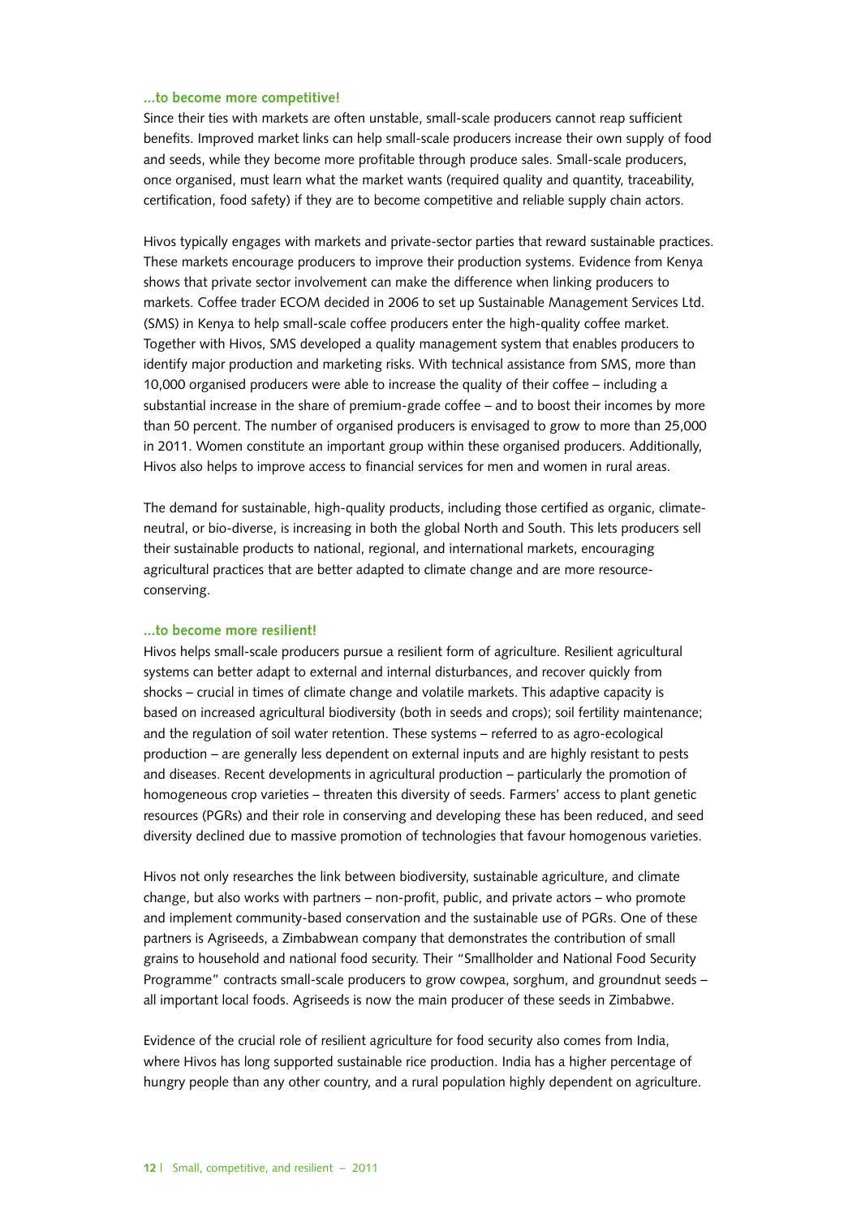### ...to become more competitive!

Since their ties with markets are often unstable, small-scale producers cannot reap sufficient benefits. Improved market links can help small-scale producers increase their own supply of food and seeds, while they become more profitable through produce sales. Small-scale producers, once organised, must learn what the market wants (required quality and quantity, traceability, certification, food safety) if they are to become competitive and reliable supply chain actors.

Hivos typically engages with markets and private-sector parties that reward sustainable practices. These markets encourage producers to improve their production systems. Evidence from Kenya shows that private sector involvement can make the difference when linking producers to markets. Coffee trader ECOM decided in 2006 to set up Sustainable Management Services Ltd. (SMS) in Kenya to help small-scale coffee producers enter the high-quality coffee market. Together with Hivos, SMS developed a quality management system that enables producers to identify major production and marketing risks. With technical assistance from SMS, more than 10,000 organised producers were able to increase the quality of their coffee – including a substantial increase in the share of premium-grade coffee – and to boost their incomes by more than 50 percent. The number of organised producers is envisaged to grow to more than 25,000 in 2011. Women constitute an important group within these organised producers. Additionally, Hivos also helps to improve access to financial services for men and women in rural areas.

The demand for sustainable, high-quality products, including those certified as organic, climate-neutral, or bio-diverse, is increasing in both the global North and South. This lets producers sell their sustainable products to national, regional, and international markets, encouraging agricultural practices that are better adapted to climate change and are more resource-conserving.

### ...to become more resilient!

Hivos helps small-scale producers pursue a resilient form of agriculture. Resilient agricultural systems can better adapt to external and internal disturbances, and recover quickly from shocks – crucial in times of climate change and volatile markets. This adaptive capacity is based on increased agricultural biodiversity (both in seeds and crops); soil fertility maintenance; and the regulation of soil water retention. These systems – referred to as agro-ecological production – are generally less dependent on external inputs and are highly resistant to pests and diseases. Recent developments in agricultural production – particularly the promotion of homogeneous crop varieties – threaten this diversity of seeds. Farmers' access to plant genetic resources (PGRs) and their role in conserving and developing these has been reduced, and seed diversity declined due to massive promotion of technologies that favour homogenous varieties.

Hivos not only researches the link between biodiversity, sustainable agriculture, and climate change, but also works with partners – non-profit, public, and private actors – who promote and implement community-based conservation and the sustainable use of PGRs. One of these partners is Agriseeds, a Zimbabwean company that demonstrates the contribution of small grains to household and national food security. Their "Smallholder and National Food Security Programme" contracts small-scale producers to grow cowpea, sorghum, and groundnut seeds – all important local foods. Agriseeds is now the main producer of these seeds in Zimbabwe.

Evidence of the crucial role of resilient agriculture for food security also comes from India, where Hivos has long supported sustainable rice production. India has a higher percentage of hungry people than any other country, and a rural population highly dependent on agriculture.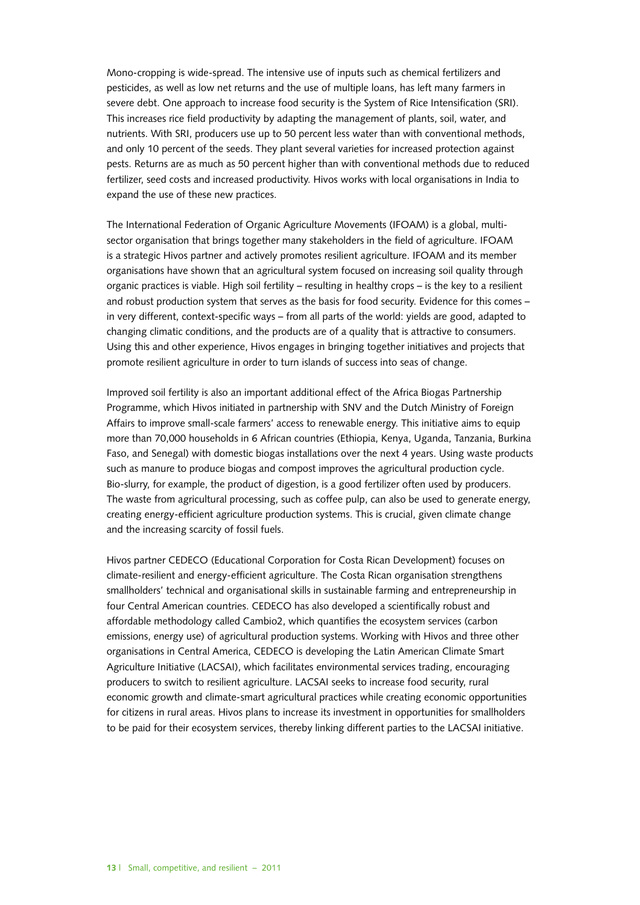Mono-cropping is wide-spread. The intensive use of inputs such as chemical fertilizers and pesticides, as well as low net returns and the use of multiple loans, has left many farmers in severe debt. One approach to increase food security is the System of Rice Intensification (SRI). This increases rice field productivity by adapting the management of plants, soil, water, and nutrients. With SRI, producers use up to 50 percent less water than with conventional methods, and only 10 percent of the seeds. They plant several varieties for increased protection against pests. Returns are as much as 50 percent higher than with conventional methods due to reduced fertilizer, seed costs and increased productivity. Hivos works with local organisations in India to expand the use of these new practices.

The International Federation of Organic Agriculture Movements (IFOAM) is a global, multi-sector organisation that brings together many stakeholders in the field of agriculture. IFOAM is a strategic Hivos partner and actively promotes resilient agriculture. IFOAM and its member organisations have shown that an agricultural system focused on increasing soil quality through organic practices is viable. High soil fertility – resulting in healthy crops – is the key to a resilient and robust production system that serves as the basis for food security. Evidence for this comes – in very different, context-specific ways – from all parts of the world: yields are good, adapted to changing climatic conditions, and the products are of a quality that is attractive to consumers. Using this and other experience, Hivos engages in bringing together initiatives and projects that promote resilient agriculture in order to turn islands of success into seas of change.

Improved soil fertility is also an important additional effect of the Africa Biogas Partnership Programme, which Hivos initiated in partnership with SNV and the Dutch Ministry of Foreign Affairs to improve small-scale farmers' access to renewable energy. This initiative aims to equip more than 70,000 households in 6 African countries (Ethiopia, Kenya, Uganda, Tanzania, Burkina Faso, and Senegal) with domestic biogas installations over the next 4 years. Using waste products such as manure to produce biogas and compost improves the agricultural production cycle. Bio-slurry, for example, the product of digestion, is a good fertilizer often used by producers. The waste from agricultural processing, such as coffee pulp, can also be used to generate energy, creating energy-efficient agriculture production systems. This is crucial, given climate change and the increasing scarcity of fossil fuels.

Hivos partner CEDECO (Educational Corporation for Costa Rican Development) focuses on climate-resilient and energy-efficient agriculture. The Costa Rican organisation strengthens smallholders' technical and organisational skills in sustainable farming and entrepreneurship in four Central American countries. CEDECO has also developed a scientifically robust and affordable methodology called Cambio2, which quantifies the ecosystem services (carbon emissions, energy use) of agricultural production systems. Working with Hivos and three other organisations in Central America, CEDECO is developing the Latin American Climate Smart Agriculture Initiative (LACSAI), which facilitates environmental services trading, encouraging producers to switch to resilient agriculture. LACSAI seeks to increase food security, rural economic growth and climate-smart agricultural practices while creating economic opportunities for citizens in rural areas. Hivos plans to increase its investment in opportunities for smallholders to be paid for their ecosystem services, thereby linking different parties to the LACSAI initiative.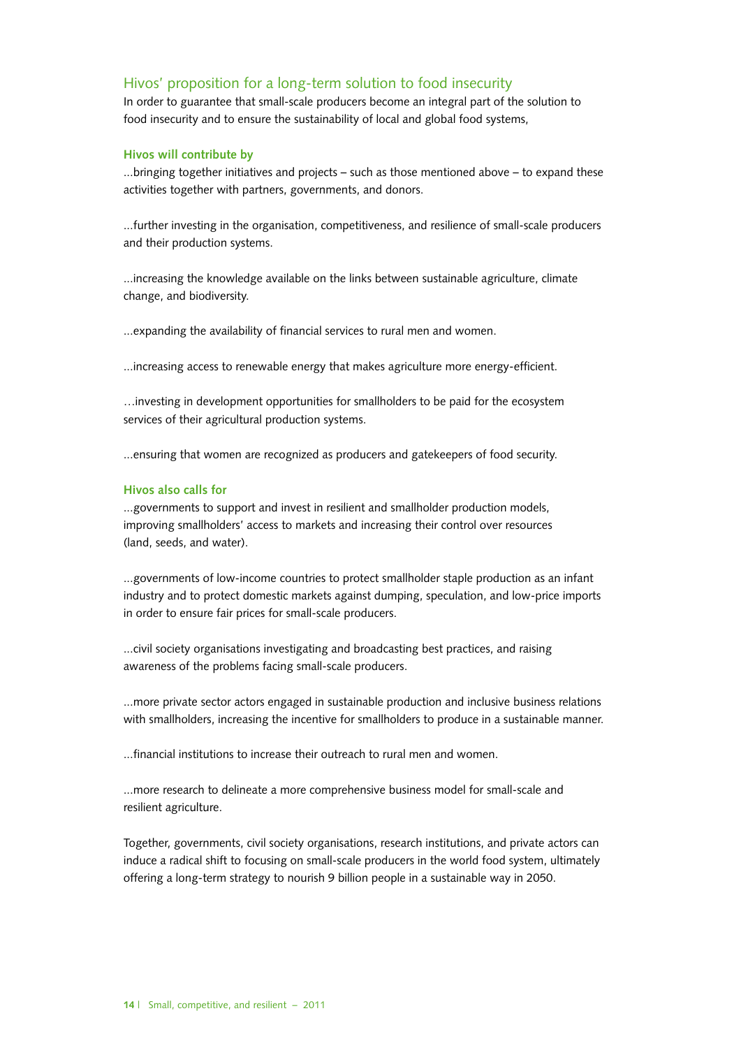## Hivos' proposition for a long-term solution to food insecurity

In order to guarantee that small-scale producers become an integral part of the solution to food insecurity and to ensure the sustainability of local and global food systems,

### Hivos will contribute by

...bringing together initiatives and projects – such as those mentioned above – to expand these activities together with partners, governments, and donors.

...further investing in the organisation, competitiveness, and resilience of small-scale producers and their production systems.

...increasing the knowledge available on the links between sustainable agriculture, climate change, and biodiversity.

...expanding the availability of financial services to rural men and women.

...increasing access to renewable energy that makes agriculture more energy-efficient.

…investing in development opportunities for smallholders to be paid for the ecosystem services of their agricultural production systems.

...ensuring that women are recognized as producers and gatekeepers of food security.

### Hivos also calls for

...governments to support and invest in resilient and smallholder production models, improving smallholders' access to markets and increasing their control over resources (land, seeds, and water).

...governments of low-income countries to protect smallholder staple production as an infant industry and to protect domestic markets against dumping, speculation, and low-price imports in order to ensure fair prices for small-scale producers.

...civil society organisations investigating and broadcasting best practices, and raising awareness of the problems facing small-scale producers.

...more private sector actors engaged in sustainable production and inclusive business relations with smallholders, increasing the incentive for smallholders to produce in a sustainable manner.

...financial institutions to increase their outreach to rural men and women.

...more research to delineate a more comprehensive business model for small-scale and resilient agriculture.

Together, governments, civil society organisations, research institutions, and private actors can induce a radical shift to focusing on small-scale producers in the world food system, ultimately offering a long-term strategy to nourish 9 billion people in a sustainable way in 2050.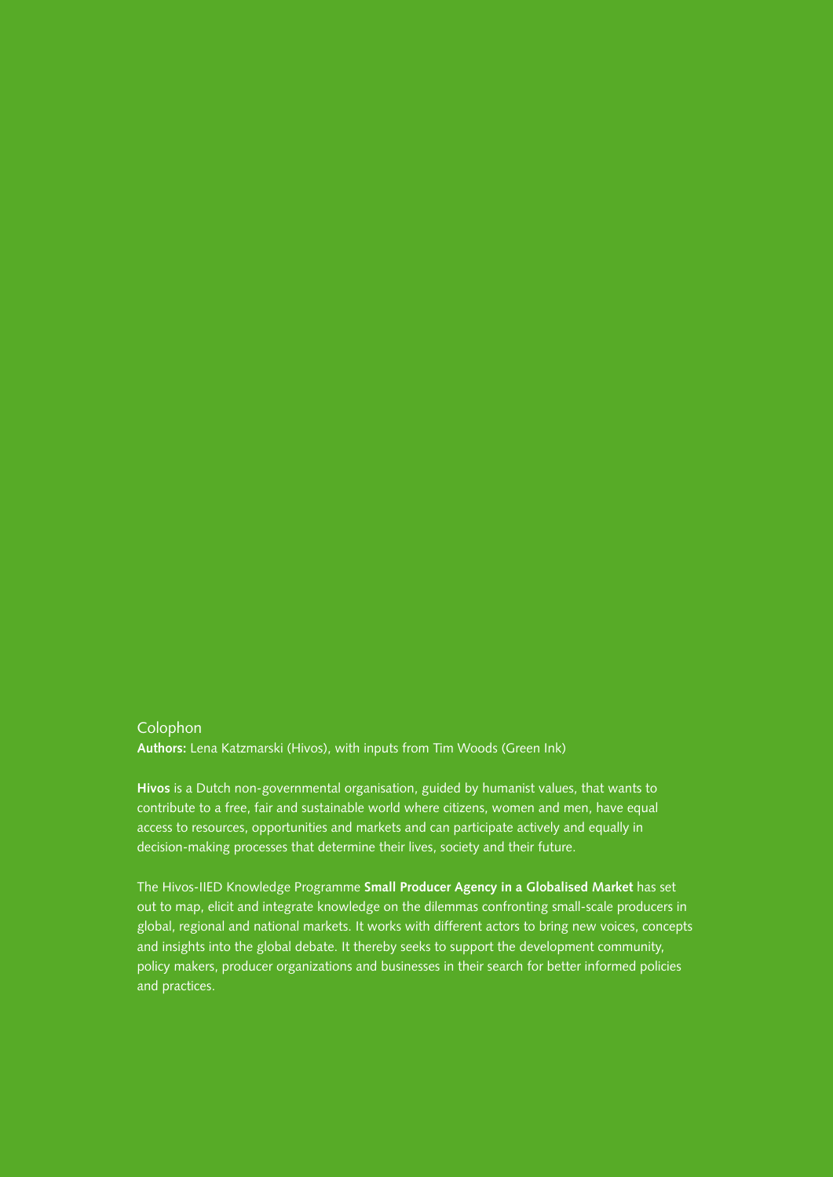Colophon

**Authors:** Lena Katzmarski (Hivos), with inputs from Tim Woods (Green Ink)

**Hivos** is a Dutch non-governmental organisation, guided by humanist values, that wants to contribute to a free, fair and sustainable world where citizens, women and men, have equal access to resources, opportunities and markets and can participate actively and equally in decision-making processes that determine their lives, society and their future.

The Hivos-IIED Knowledge Programme **Small Producer Agency in a Globalised Market** has set out to map, elicit and integrate knowledge on the dilemmas confronting small-scale producers in global, regional and national markets. It works with different actors to bring new voices, concepts and insights into the global debate. It thereby seeks to support the development community, policy makers, producer organizations and businesses in their search for better informed policies and practices.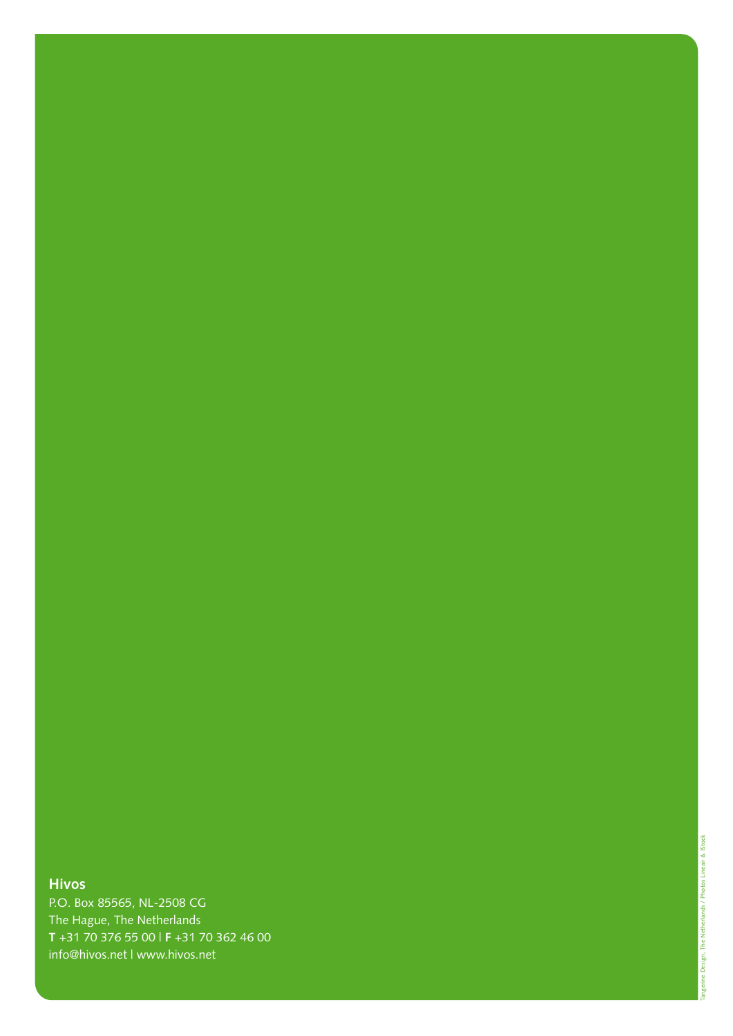**Hivos**

P.O. Box 85565, NL-2508 CG
The Hague, The Netherlands
**T** +31 70 376 55 00 | **F** +31 70 362 46 00
info@hivos.net | www.hivos.net

Tangerine Design, The Netherlands / Photos Lineair & iStock